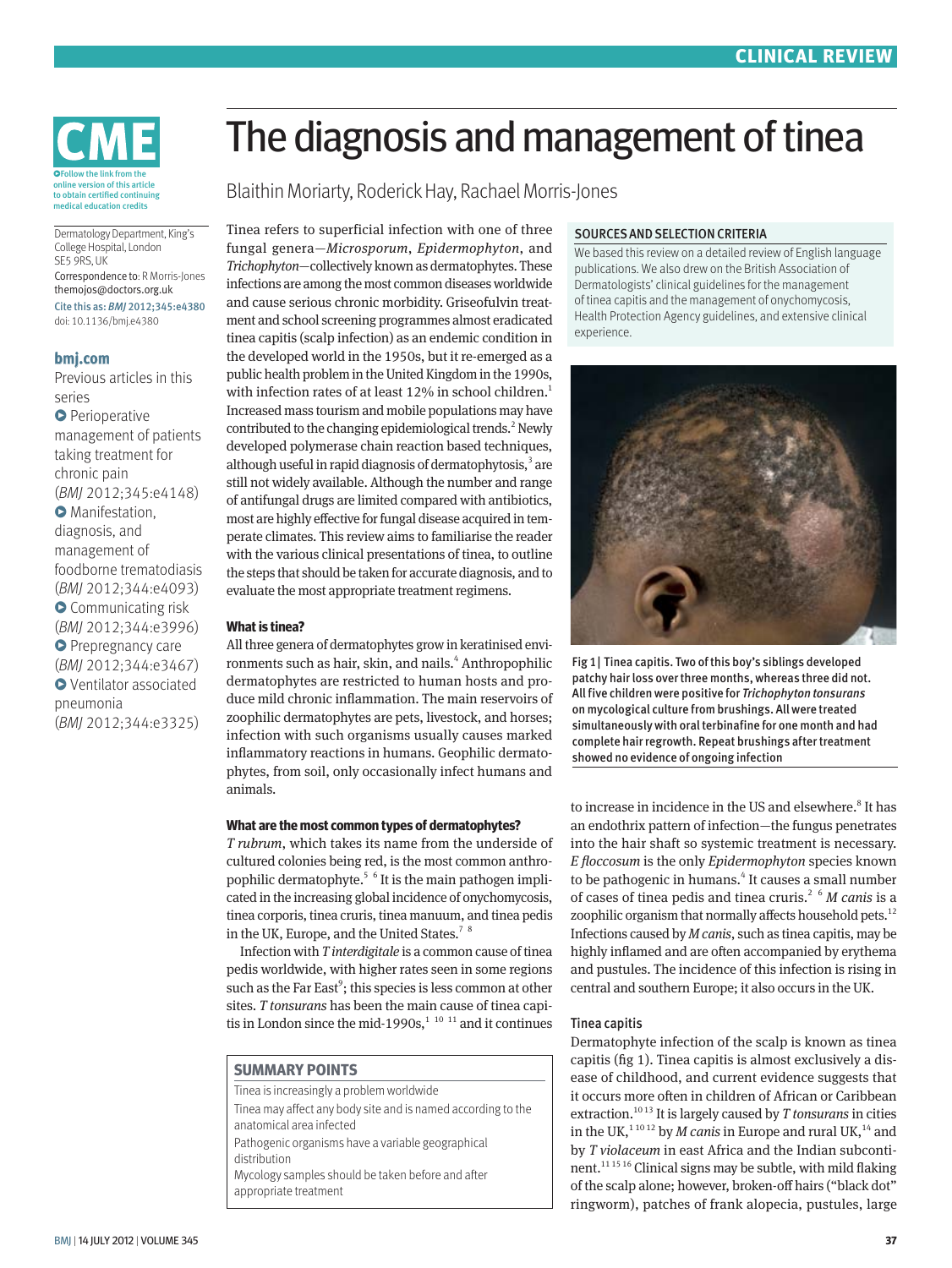# The diagnosis and management of tinea

Blaithin Moriarty, Roderick Hay, Rachael Morris-Jones

Follow the link from the online version of this article to obtain certified continuing medical education credits

Dermatology Department, King's College Hospital, London SE5 9RS, UK

Correspondence to: R Morris-Jones themojos@doctors.org.uk

Cite this as: *BMJ* 2012;345:e4380

doi: 10.1136/bmj.e4380

**bmj.com**

Previous articles in this series

- Perioperative management of patients taking treatment for chronic pain (*BMJ* 2012;345:e4148)
- Manifestation, diagnosis, and management of foodborne trematodiasis (*BMJ* 2012;344:e4093)
- Communicating risk (*BMJ* 2012;344:e3996)
- Prepregnancy care (*BMJ* 2012;344:e3467)
- Ventilator associated pneumonia (*BMJ* 2012;344:e3325)

Tinea refers to superficial infection with one of three fungal genera—*Microsporum*, *Epidermophyton*, and *Trichophyton*—collectively known as dermatophytes. These infections are among the most common diseases worldwide and cause serious chronic morbidity. Griseofulvin treatment and school screening programmes almost eradicated tinea capitis (scalp infection) as an endemic condition in the developed world in the 1950s, but it re-emerged as a public health problem in the United Kingdom in the 1990s, with infection rates of at least 12% in school children.[1] Increased mass tourism and mobile populations may have contributed to the changing epidemiological trends.[2] Newly developed polymerase chain reaction based techniques, although useful in rapid diagnosis of dermatophytosis,[3] are still not widely available. Although the number and range of antifungal drugs are limited compared with antibiotics, most are highly effective for fungal disease acquired in temperate climates. This review aims to familiarise the reader with the various clinical presentations of tinea, to outline the steps that should be taken for accurate diagnosis, and to evaluate the most appropriate treatment regimens.

### SOURCES AND SELECTION CRITERIA

We based this review on a detailed review of English language publications. We also drew on the British Association of Dermatologists' clinical guidelines for the management of tinea capitis and the management of onychomycosis, Health Protection Agency guidelines, and extensive clinical experience.

Fig 1 | Tinea capitis. Two of this boy's siblings developed patchy hair loss over three months, whereas three did not. All five children were positive for *Trichophyton tonsurans* on mycological culture from brushings. All were treated simultaneously with oral terbinafine for one month and had complete hair regrowth. Repeat brushings after treatment showed no evidence of ongoing infection

## What is tinea?

All three genera of dermatophytes grow in keratinised environments such as hair, skin, and nails.[4] Anthropophilic dermatophytes are restricted to human hosts and produce mild chronic inflammation. The main reservoirs of zoophilic dermatophytes are pets, livestock, and horses; infection with such organisms usually causes marked inflammatory reactions in humans. Geophilic dermatophytes, from soil, only occasionally infect humans and animals.

## What are the most common types of dermatophytes?

*T rubrum*, which takes its name from the underside of cultured colonies being red, is the most common anthropophilic dermatophyte.[5] [6] It is the main pathogen implicated in the increasing global incidence of onychomycosis, tinea corporis, tinea cruris, tinea manuum, and tinea pedis in the UK, Europe, and the United States.[7] [8]

Infection with *T interdigitale* is a common cause of tinea pedis worldwide, with higher rates seen in some regions such as the Far East[9]; this species is less common at other sites. *T tonsurans* has been the main cause of tinea capitis in London since the mid-1990s,[1] [10] [11] and it continues to increase in incidence in the US and elsewhere.[8] It has an endothrix pattern of infection—the fungus penetrates into the hair shaft so systemic treatment is necessary. *E floccosum* is the only *Epidermophyton* species known to be pathogenic in humans.[4] It causes a small number of cases of tinea pedis and tinea cruris.[2] [6] *M canis* is a zoophilic organism that normally affects household pets.[12] Infections caused by *M canis*, such as tinea capitis, may be highly inflamed and are often accompanied by erythema and pustules. The incidence of this infection is rising in central and southern Europe; it also occurs in the UK.

### SUMMARY POINTS

- Tinea is increasingly a problem worldwide
- Tinea may affect any body site and is named according to the anatomical area infected
- Pathogenic organisms have a variable geographical distribution
- Mycology samples should be taken before and after appropriate treatment

### Tinea capitis

Dermatophyte infection of the scalp is known as tinea capitis (fig 1). Tinea capitis is almost exclusively a disease of childhood, and current evidence suggests that it occurs more often in children of African or Caribbean extraction.[10 13] It is largely caused by *T tonsurans* in cities in the UK,[1 10 12] by *M canis* in Europe and rural UK,[14] and by *T violaceum* in east Africa and the Indian subcontinent.[11 15 16] Clinical signs may be subtle, with mild flaking of the scalp alone; however, broken-off hairs ("black dot" ringworm), patches of frank alopecia, pustules, large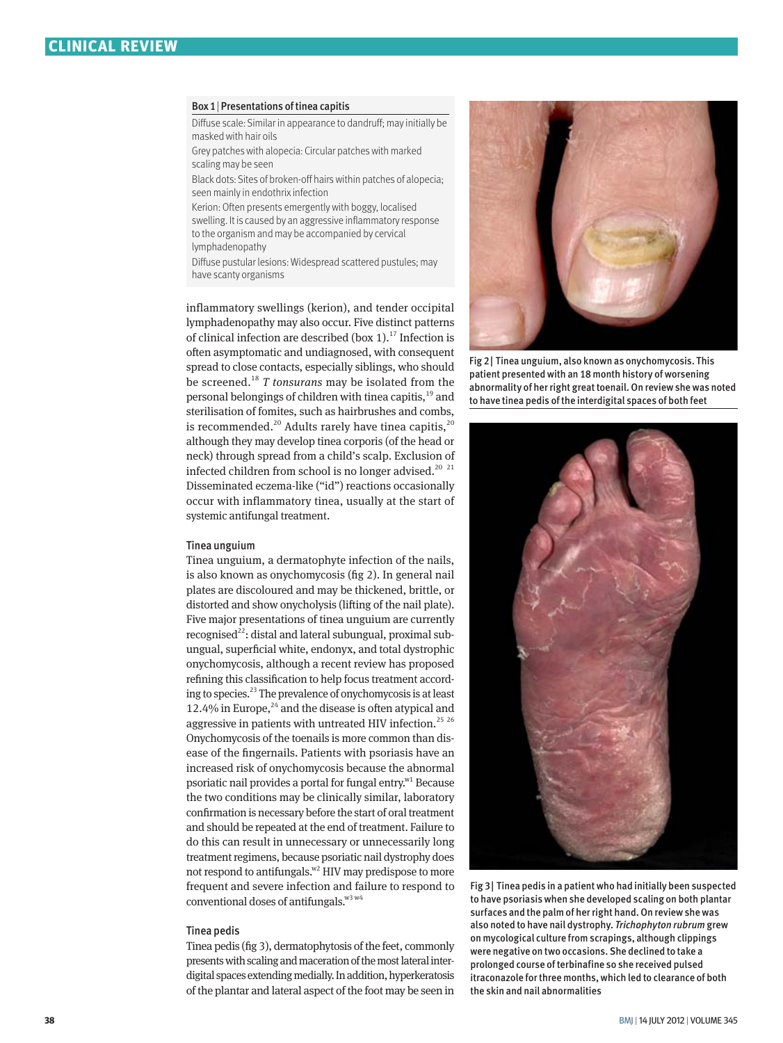**Box 1 | Presentations of tinea capitis**

Diffuse scale: Similar in appearance to dandruff; may initially be masked with hair oils

Grey patches with alopecia: Circular patches with marked scaling may be seen

Black dots: Sites of broken-off hairs within patches of alopecia; seen mainly in endothrix infection

Kerion: Often presents emergently with boggy, localised swelling. It is caused by an aggressive inflammatory response to the organism and may be accompanied by cervical lymphadenopathy

Diffuse pustular lesions: Widespread scattered pustules; may have scanty organisms

inflammatory swellings (kerion), and tender occipital lymphadenopathy may also occur. Five distinct patterns of clinical infection are described (box 1).[17] Infection is often asymptomatic and undiagnosed, with consequent spread to close contacts, especially siblings, who should be screened.[18] *T tonsurans* may be isolated from the personal belongings of children with tinea capitis,[19] and sterilisation of fomites, such as hairbrushes and combs, is recommended.[20] Adults rarely have tinea capitis,[20] although they may develop tinea corporis (of the head or neck) through spread from a child's scalp. Exclusion of infected children from school is no longer advised.[20 21] Disseminated eczema-like ("id") reactions occasionally occur with inflammatory tinea, usually at the start of systemic antifungal treatment.

### Tinea unguium

Tinea unguium, a dermatophyte infection of the nails, is also known as onychomycosis (fig 2). In general nail plates are discoloured and may be thickened, brittle, or distorted and show onycholysis (lifting of the nail plate). Five major presentations of tinea unguium are currently recognised[22]: distal and lateral subungual, proximal subungual, superficial white, endonyx, and total dystrophic onychomycosis, although a recent review has proposed refining this classification to help focus treatment according to species.[23] The prevalence of onychomycosis is at least 12.4% in Europe,[24] and the disease is often atypical and aggressive in patients with untreated HIV infection.[25 26] Onychomycosis of the toenails is more common than disease of the fingernails. Patients with psoriasis have an increased risk of onychomycosis because the abnormal psoriatic nail provides a portal for fungal entry.[w1] Because the two conditions may be clinically similar, laboratory confirmation is necessary before the start of oral treatment and should be repeated at the end of treatment. Failure to do this can result in unnecessary or unnecessarily long treatment regimens, because psoriatic nail dystrophy does not respond to antifungals.[w2] HIV may predispose to more frequent and severe infection and failure to respond to conventional doses of antifungals.[w3 w4]

### Tinea pedis

Tinea pedis (fig 3), dermatophytosis of the feet, commonly presents with scaling and maceration of the most lateral interdigital spaces extending medially. In addition, hyperkeratosis of the plantar and lateral aspect of the foot may be seen in

Fig 2 | Tinea unguium, also known as onychomycosis. This patient presented with an 18 month history of worsening abnormality of her right great toenail. On review she was noted to have tinea pedis of the interdigital spaces of both feet

Fig 3 | Tinea pedis in a patient who had initially been suspected to have psoriasis when she developed scaling on both plantar surfaces and the palm of her right hand. On review she was also noted to have nail dystrophy. *Trichophyton rubrum* grew on mycological culture from scrapings, although clippings were negative on two occasions. She declined to take a prolonged course of terbinafine so she received pulsed itraconazole for three months, which led to clearance of both the skin and nail abnormalities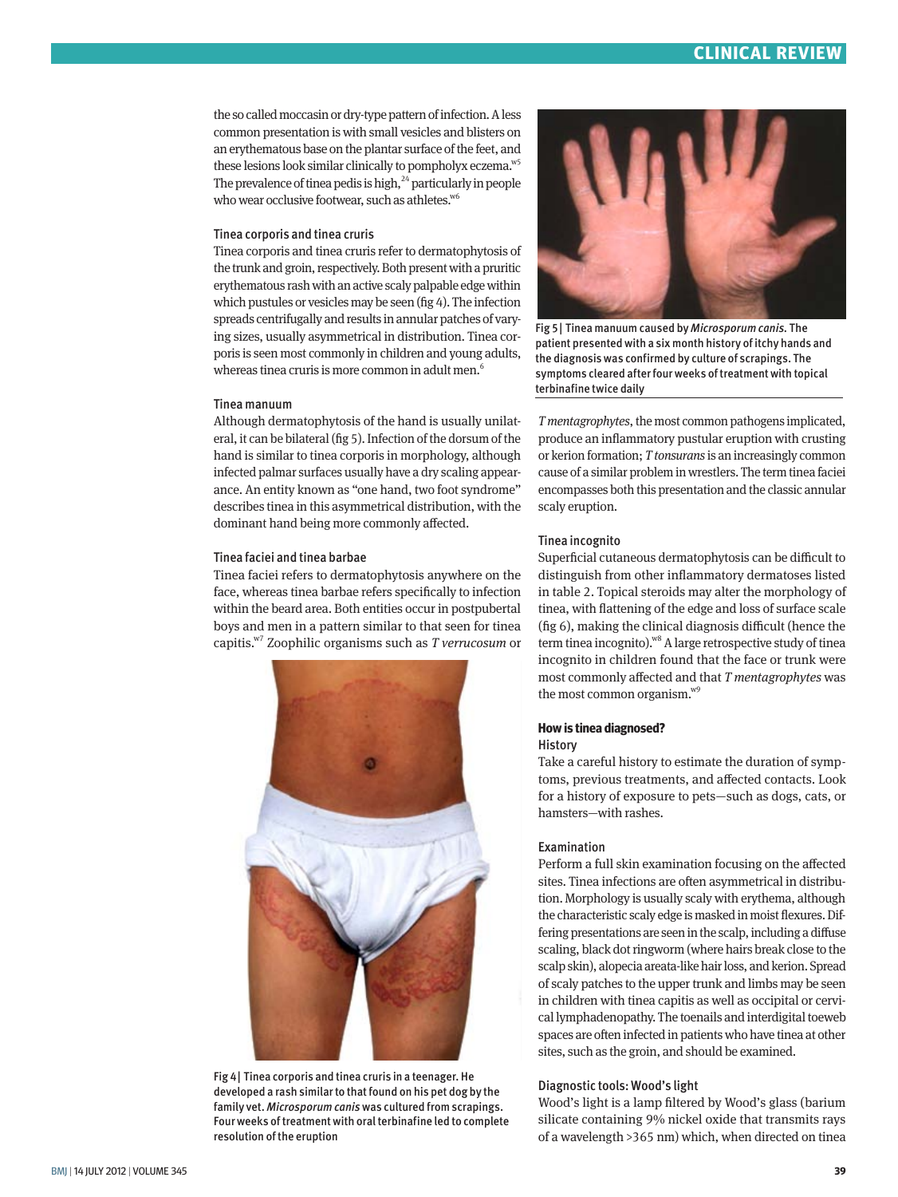the so called moccasin or dry-type pattern of infection. A less common presentation is with small vesicles and blisters on an erythematous base on the plantar surface of the feet, and these lesions look similar clinically to pompholyx eczema.[w5] The prevalence of tinea pedis is high,[24] particularly in people who wear occlusive footwear, such as athletes.[w6]

### Tinea corporis and tinea cruris

Tinea corporis and tinea cruris refer to dermatophytosis of the trunk and groin, respectively. Both present with a pruritic erythematous rash with an active scaly palpable edge within which pustules or vesicles may be seen (fig 4). The infection spreads centrifugally and results in annular patches of varying sizes, usually asymmetrical in distribution. Tinea corporis is seen most commonly in children and young adults, whereas tinea cruris is more common in adult men.[6]

### Tinea manuum

Although dermatophytosis of the hand is usually unilateral, it can be bilateral (fig 5). Infection of the dorsum of the hand is similar to tinea corporis in morphology, although infected palmar surfaces usually have a dry scaling appearance. An entity known as "one hand, two foot syndrome" describes tinea in this asymmetrical distribution, with the dominant hand being more commonly affected.

### Tinea faciei and tinea barbae

Tinea faciei refers to dermatophytosis anywhere on the face, whereas tinea barbae refers specifically to infection within the beard area. Both entities occur in postpubertal boys and men in a pattern similar to that seen for tinea capitis.[w7] Zoophilic organisms such as *T verrucosum* or *T mentagrophytes*, the most common pathogens implicated, produce an inflammatory pustular eruption with crusting or kerion formation; *T tonsurans* is an increasingly common cause of a similar problem in wrestlers. The term tinea faciei encompasses both this presentation and the classic annular scaly eruption.

Fig 4 | Tinea corporis and tinea cruris in a teenager. He developed a rash similar to that found on his pet dog by the family vet. *Microsporum canis* was cultured from scrapings. Four weeks of treatment with oral terbinafine led to complete resolution of the eruption

Fig 5 | Tinea manuum caused by *Microsporum canis*. The patient presented with a six month history of itchy hands and the diagnosis was confirmed by culture of scrapings. The symptoms cleared after four weeks of treatment with topical terbinafine twice daily

### Tinea incognito

Superficial cutaneous dermatophytosis can be difficult to distinguish from other inflammatory dermatoses listed in table 2. Topical steroids may alter the morphology of tinea, with flattening of the edge and loss of surface scale (fig 6), making the clinical diagnosis difficult (hence the term tinea incognito).[w8] A large retrospective study of tinea incognito in children found that the face or trunk were most commonly affected and that *T mentagrophytes* was the most common organism.[w9]

## How is tinea diagnosed?

### History

Take a careful history to estimate the duration of symptoms, previous treatments, and affected contacts. Look for a history of exposure to pets—such as dogs, cats, or hamsters—with rashes.

### Examination

Perform a full skin examination focusing on the affected sites. Tinea infections are often asymmetrical in distribution. Morphology is usually scaly with erythema, although the characteristic scaly edge is masked in moist flexures. Differing presentations are seen in the scalp, including a diffuse scaling, black dot ringworm (where hairs break close to the scalp skin), alopecia areata-like hair loss, and kerion. Spread of scaly patches to the upper trunk and limbs may be seen in children with tinea capitis as well as occipital or cervical lymphadenopathy. The toenails and interdigital toeweb spaces are often infected in patients who have tinea at other sites, such as the groin, and should be examined.

### Diagnostic tools: Wood's light

Wood's light is a lamp filtered by Wood's glass (barium silicate containing 9% nickel oxide that transmits rays of a wavelength >365 nm) which, when directed on tinea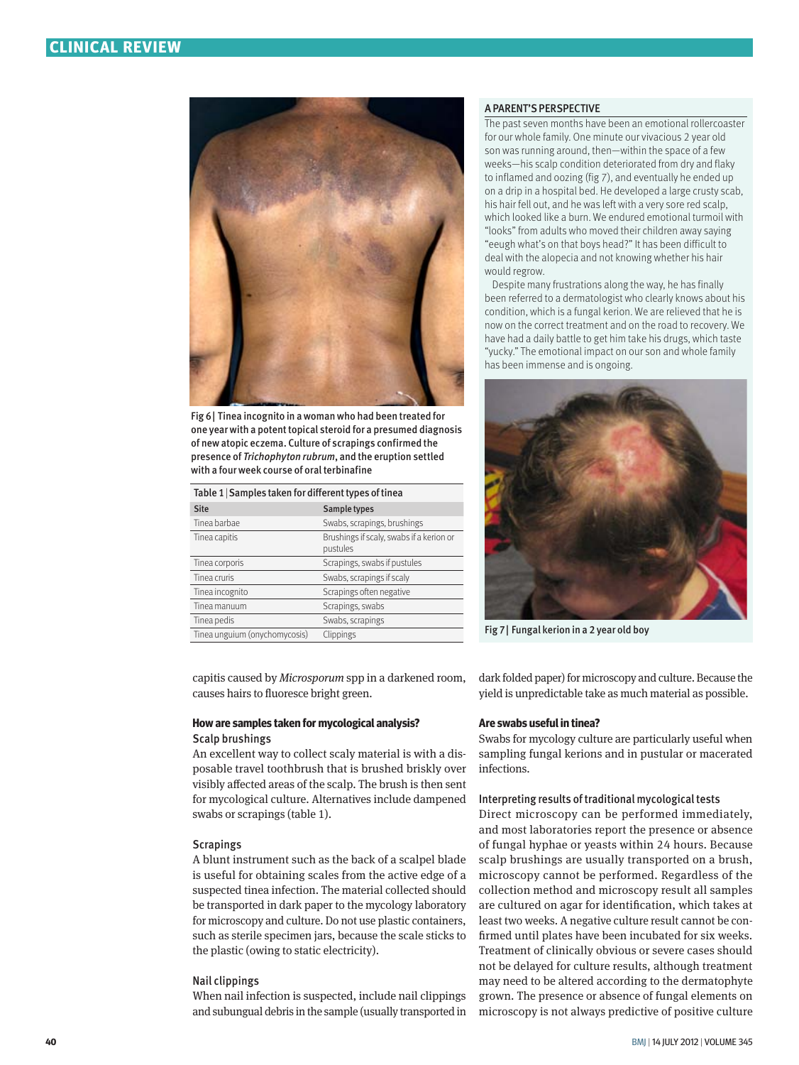Fig 6 | Tinea incognito in a woman who had been treated for one year with a potent topical steroid for a presumed diagnosis of new atopic eczema. Culture of scrapings confirmed the presence of *Trichophyton rubrum*, and the eruption settled with a four week course of oral terbinafine

Table 1 | Samples taken for different types of tinea

| Site | Sample types |
|---|---|
| Tinea barbae | Swabs, scrapings, brushings |
| Tinea capitis | Brushings if scaly, swabs if a kerion or pustules |
| Tinea corporis | Scrapings, swabs if pustules |
| Tinea cruris | Swabs, scrapings if scaly |
| Tinea incognito | Scrapings often negative |
| Tinea manuum | Scrapings, swabs |
| Tinea pedis | Swabs, scrapings |
| Tinea unguium (onychomycosis) | Clippings |

### A PARENT'S PERSPECTIVE

The past seven months have been an emotional rollercoaster for our whole family. One minute our vivacious 2 year old son was running around, then—within the space of a few weeks—his scalp condition deteriorated from dry and flaky to inflamed and oozing (fig 7), and eventually he ended up on a drip in a hospital bed. He developed a large crusty scab, his hair fell out, and he was left with a very sore red scalp, which looked like a burn. We endured emotional turmoil with "looks" from adults who moved their children away saying "eeugh what's on that boys head?" It has been difficult to deal with the alopecia and not knowing whether his hair would regrow.

Despite many frustrations along the way, he has finally been referred to a dermatologist who clearly knows about his condition, which is a fungal kerion. We are relieved that he is now on the correct treatment and on the road to recovery. We have had a daily battle to get him take his drugs, which taste "yucky." The emotional impact on our son and whole family has been immense and is ongoing.

Fig 7 | Fungal kerion in a 2 year old boy

capitis caused by *Microsporum* spp in a darkened room, causes hairs to fluoresce bright green.

### How are samples taken for mycological analysis?

#### Scalp brushings

An excellent way to collect scaly material is with a disposable travel toothbrush that is brushed briskly over visibly affected areas of the scalp. The brush is then sent for mycological culture. Alternatives include dampened swabs or scrapings (table 1).

#### Scrapings

A blunt instrument such as the back of a scalpel blade is useful for obtaining scales from the active edge of a suspected tinea infection. The material collected should be transported in dark paper to the mycology laboratory for microscopy and culture. Do not use plastic containers, such as sterile specimen jars, because the scale sticks to the plastic (owing to static electricity).

#### Nail clippings

When nail infection is suspected, include nail clippings and subungual debris in the sample (usually transported in dark folded paper) for microscopy and culture. Because the yield is unpredictable take as much material as possible.

### Are swabs useful in tinea?

Swabs for mycology culture are particularly useful when sampling fungal kerions and in pustular or macerated infections.

#### Interpreting results of traditional mycological tests

Direct microscopy can be performed immediately, and most laboratories report the presence or absence of fungal hyphae or yeasts within 24 hours. Because scalp brushings are usually transported on a brush, microscopy cannot be performed. Regardless of the collection method and microscopy result all samples are cultured on agar for identification, which takes at least two weeks. A negative culture result cannot be confirmed until plates have been incubated for six weeks. Treatment of clinically obvious or severe cases should not be delayed for culture results, although treatment may need to be altered according to the dermatophyte grown. The presence or absence of fungal elements on microscopy is not always predictive of positive culture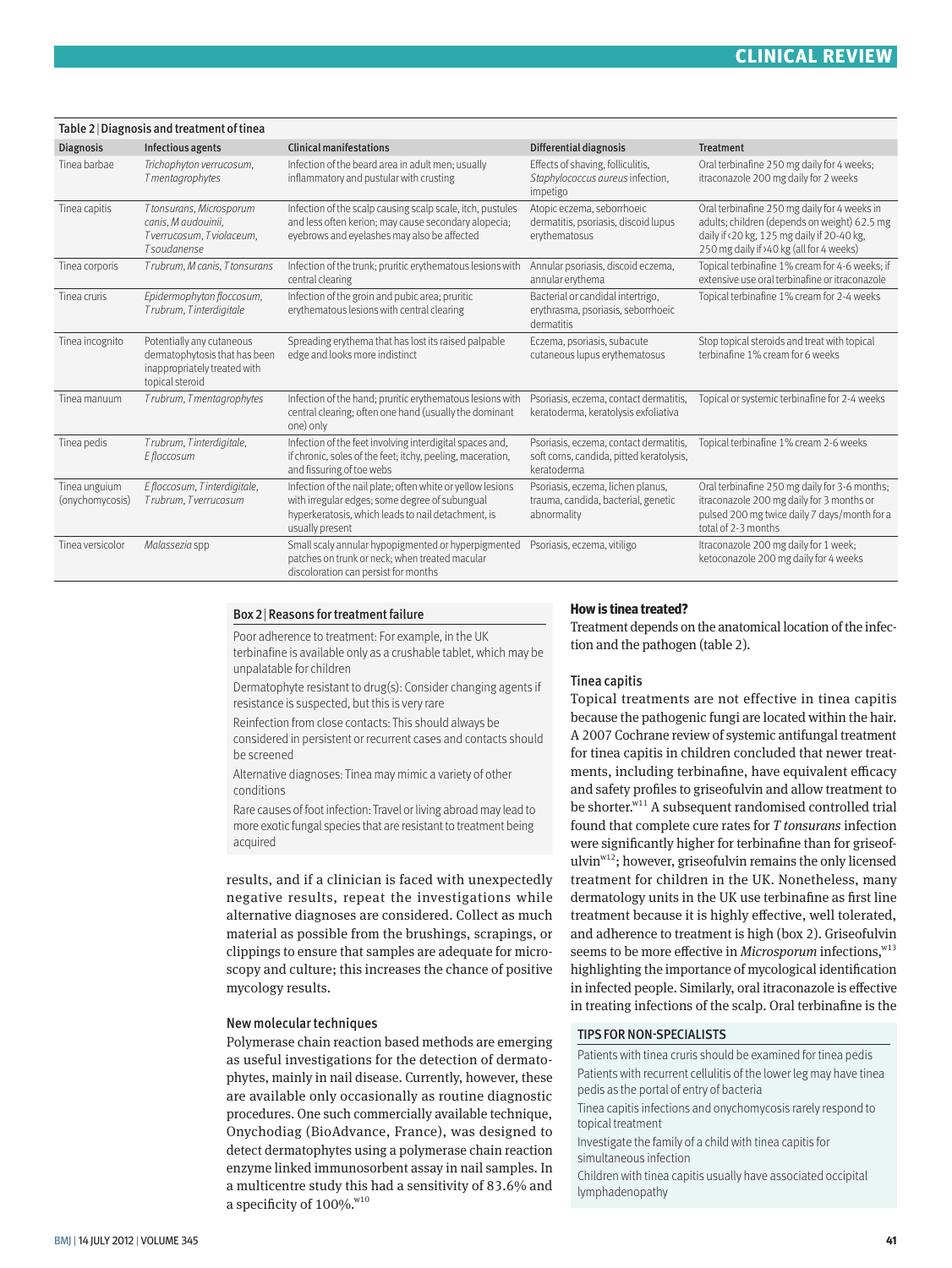**Table 2 | Diagnosis and treatment of tinea**

| Diagnosis | Infectious agents | Clinical manifestations | Differential diagnosis | Treatment |
|---|---|---|---|---|
| Tinea barbae | *Trichophyton verrucosum*, *T mentagrophytes* | Infection of the beard area in adult men; usually inflammatory and pustular with crusting | Effects of shaving, folliculitis, *Staphylococcus aureus* infection, impetigo | Oral terbinafine 250 mg daily for 4 weeks; itraconazole 200 mg daily for 2 weeks |
| Tinea capitis | *T tonsurans*, *Microsporum canis*, *M audouinii*, *T verrucosum*, *T violaceum*, *T soudanense* | Infection of the scalp causing scalp scale, itch, pustules and less often kerion; may cause secondary alopecia; eyebrows and eyelashes may also be affected | Atopic eczema, seborrhoeic dermatitis, psoriasis, discoid lupus erythematosus | Oral terbinafine 250 mg daily for 4 weeks in adults; children (depends on weight) 62.5 mg daily if <20 kg, 125 mg daily if 20-40 kg, 250 mg daily if >40 kg (all for 4 weeks) |
| Tinea corporis | *T rubrum*, *M canis*, *T tonsurans* | Infection of the trunk; pruritic erythematous lesions with central clearing | Annular psoriasis, discoid eczema, annular erythema | Topical terbinafine 1% cream for 4-6 weeks; if extensive use oral terbinafine or itraconazole |
| Tinea cruris | *Epidermophyton floccosum*, *T rubrum*, *T interdigitale* | Infection of the groin and pubic area; pruritic erythematous lesions with central clearing | Bacterial or candidal intertrigo, erythrasma, psoriasis, seborrhoeic dermatitis | Topical terbinafine 1% cream for 2-4 weeks |
| Tinea incognito | Potentially any cutaneous dermatophytosis that has been inappropriately treated with topical steroid | Spreading erythema that has lost its raised palpable edge and looks more indistinct | Eczema, psoriasis, subacute cutaneous lupus erythematosus | Stop topical steroids and treat with topical terbinafine 1% cream for 6 weeks |
| Tinea manuum | *T rubrum*, *T mentagrophytes* | Infection of the hand; pruritic erythematous lesions with central clearing; often one hand (usually the dominant one) only | Psoriasis, eczema, contact dermatitis, keratoderma, keratolysis exfoliativa | Topical or systemic terbinafine for 2-4 weeks |
| Tinea pedis | *T rubrum*, *T interdigitale*, *E floccosum* | Infection of the feet involving interdigital spaces and, if chronic, soles of the feet; itchy, peeling, maceration, and fissuring of toe webs | Psoriasis, eczema, contact dermatitis, soft corns, candida, pitted keratolysis, keratoderma | Topical terbinafine 1% cream 2-6 weeks |
| Tinea unguium (onychomycosis) | *E floccosum*, *T interdigitale*, *T rubrum*, *T verrucosum* | Infection of the nail plate; often white or yellow lesions with irregular edges; some degree of subungual hyperkeratosis, which leads to nail detachment, is usually present | Psoriasis, eczema, lichen planus, trauma, candida, bacterial, genetic abnormality | Oral terbinafine 250 mg daily for 3-6 months; itraconazole 200 mg daily for 3 months or pulsed 200 mg twice daily 7 days/month for a total of 2-3 months |
| Tinea versicolor | *Malassezia* spp | Small scaly annular hypopigmented or hyperpigmented patches on trunk or neck; when treated macular discoloration can persist for months | Psoriasis, eczema, vitiligo | Itraconazole 200 mg daily for 1 week; ketoconazole 200 mg daily for 4 weeks |

**Box 2 | Reasons for treatment failure**

Poor adherence to treatment: For example, in the UK terbinafine is available only as a crushable tablet, which may be unpalatable for children

Dermatophyte resistant to drug(s): Consider changing agents if resistance is suspected, but this is very rare

Reinfection from close contacts: This should always be considered in persistent or recurrent cases and contacts should be screened

Alternative diagnoses: Tinea may mimic a variety of other conditions

Rare causes of foot infection: Travel or living abroad may lead to more exotic fungal species that are resistant to treatment being acquired

results, and if a clinician is faced with unexpectedly negative results, repeat the investigations while alternative diagnoses are considered. Collect as much material as possible from the brushings, scrapings, or clippings to ensure that samples are adequate for microscopy and culture; this increases the chance of positive mycology results.

### New molecular techniques

Polymerase chain reaction based methods are emerging as useful investigations for the detection of dermatophytes, mainly in nail disease. Currently, however, these are available only occasionally as routine diagnostic procedures. One such commercially available technique, Onychodiag (BioAdvance, France), was designed to detect dermatophytes using a polymerase chain reaction enzyme linked immunosorbent assay in nail samples. In a multicentre study this had a sensitivity of 83.6% and a specificity of 100%.[w10]

## How is tinea treated?

Treatment depends on the anatomical location of the infection and the pathogen (table 2).

### Tinea capitis

Topical treatments are not effective in tinea capitis because the pathogenic fungi are located within the hair. A 2007 Cochrane review of systemic antifungal treatment for tinea capitis in children concluded that newer treatments, including terbinafine, have equivalent efficacy and safety profiles to griseofulvin and allow treatment to be shorter.[w11] A subsequent randomised controlled trial found that complete cure rates for *T tonsurans* infection were significantly higher for terbinafine than for griseofulvin[w12]; however, griseofulvin remains the only licensed treatment for children in the UK. Nonetheless, many dermatology units in the UK use terbinafine as first line treatment because it is highly effective, well tolerated, and adherence to treatment is high (box 2). Griseofulvin seems to be more effective in *Microsporum* infections,[w13] highlighting the importance of mycological identification in infected people. Similarly, oral itraconazole is effective in treating infections of the scalp. Oral terbinafine is the

**TIPS FOR NON-SPECIALISTS**

Patients with tinea cruris should be examined for tinea pedis

Patients with recurrent cellulitis of the lower leg may have tinea pedis as the portal of entry of bacteria

Tinea capitis infections and onychomycosis rarely respond to topical treatment

Investigate the family of a child with tinea capitis for simultaneous infection

Children with tinea capitis usually have associated occipital lymphadenopathy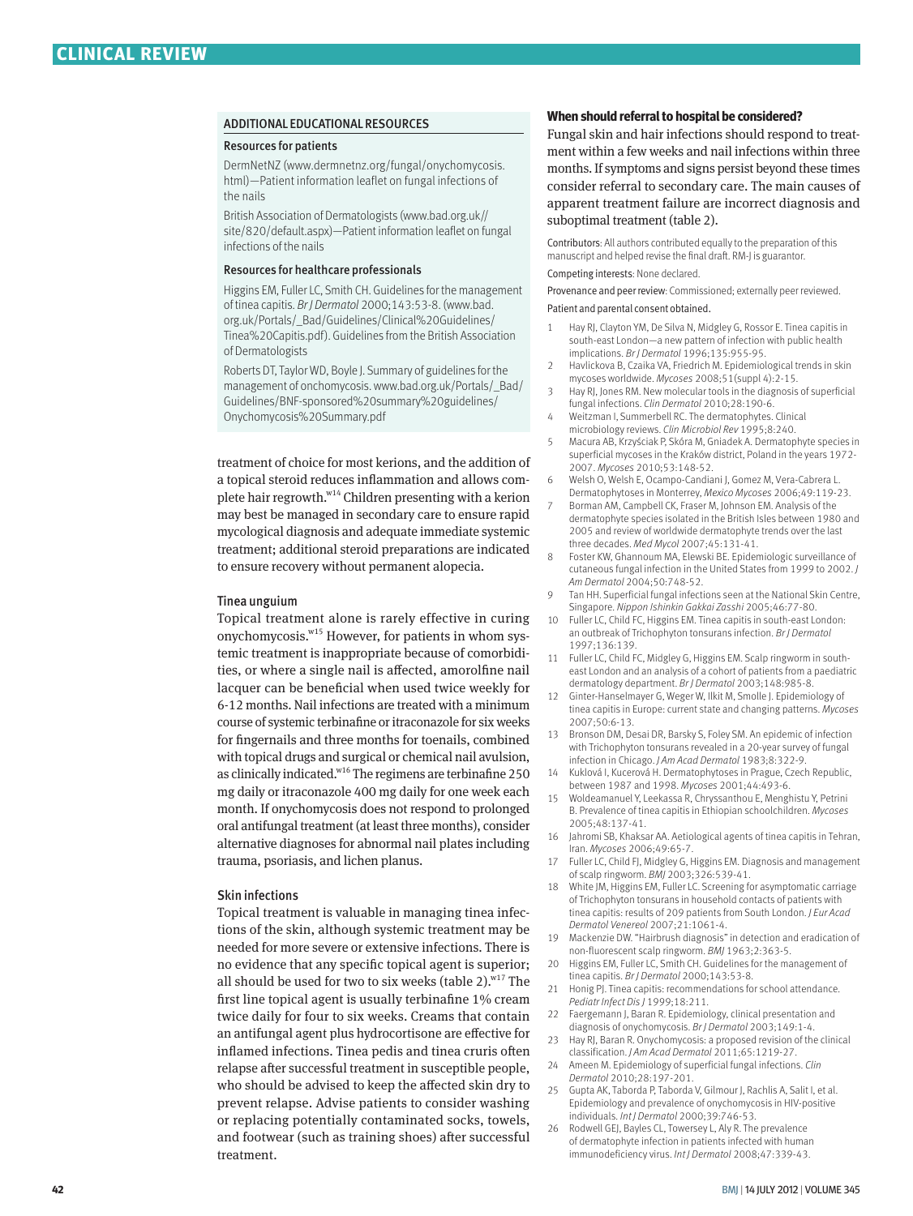## ADDITIONAL EDUCATIONAL RESOURCES

### Resources for patients

DermNetNZ (www.dermnetnz.org/fungal/onychomycosis.html)—Patient information leaflet on fungal infections of the nails

British Association of Dermatologists (www.bad.org.uk//site/820/default.aspx)—Patient information leaflet on fungal infections of the nails

### Resources for healthcare professionals

Higgins EM, Fuller LC, Smith CH. Guidelines for the management of tinea capitis. *Br J Dermatol* 2000;143:53-8. (www.bad.org.uk/Portals/_Bad/Guidelines/Clinical%20Guidelines/Tinea%20Capitis.pdf). Guidelines from the British Association of Dermatologists

Roberts DT, Taylor WD, Boyle J. Summary of guidelines for the management of onchomycosis. www.bad.org.uk/Portals/_Bad/Guidelines/BNF-sponsored%20summary%20guidelines/Onychomycosis%20Summary.pdf

treatment of choice for most kerions, and the addition of a topical steroid reduces inflammation and allows complete hair regrowth.[w14] Children presenting with a kerion may best be managed in secondary care to ensure rapid mycological diagnosis and adequate immediate systemic treatment; additional steroid preparations are indicated to ensure recovery without permanent alopecia.

### Tinea unguium

Topical treatment alone is rarely effective in curing onychomycosis.[w15] However, for patients in whom systemic treatment is inappropriate because of comorbidities, or where a single nail is affected, amorolfine nail lacquer can be beneficial when used twice weekly for 6-12 months. Nail infections are treated with a minimum course of systemic terbinafine or itraconazole for six weeks for fingernails and three months for toenails, combined with topical drugs and surgical or chemical nail avulsion, as clinically indicated.[w16] The regimens are terbinafine 250 mg daily or itraconazole 400 mg daily for one week each month. If onychomycosis does not respond to prolonged oral antifungal treatment (at least three months), consider alternative diagnoses for abnormal nail plates including trauma, psoriasis, and lichen planus.

### Skin infections

Topical treatment is valuable in managing tinea infections of the skin, although systemic treatment may be needed for more severe or extensive infections. There is no evidence that any specific topical agent is superior; all should be used for two to six weeks (table 2).[w17] The first line topical agent is usually terbinafine 1% cream twice daily for four to six weeks. Creams that contain an antifungal agent plus hydrocortisone are effective for inflamed infections. Tinea pedis and tinea cruris often relapse after successful treatment in susceptible people, who should be advised to keep the affected skin dry to prevent relapse. Advise patients to consider washing or replacing potentially contaminated socks, towels, and footwear (such as training shoes) after successful treatment.

### When should referral to hospital be considered?

Fungal skin and hair infections should respond to treatment within a few weeks and nail infections within three months. If symptoms and signs persist beyond these times consider referral to secondary care. The main causes of apparent treatment failure are incorrect diagnosis and suboptimal treatment (table 2).

Contributors: All authors contributed equally to the preparation of this manuscript and helped revise the final draft. RM-J is guarantor.

Competing interests: None declared.

Provenance and peer review: Commissioned; externally peer reviewed.

Patient and parental consent obtained.

1. Hay RJ, Clayton YM, De Silva N, Midgley G, Rossor E. Tinea capitis in south-east London—a new pattern of infection with public health implications. *Br J Dermatol* 1996;135:955-95.
2. Havlickova B, Czaika VA, Friedrich M. Epidemiological trends in skin mycoses worldwide. *Mycoses* 2008;51(suppl 4):2-15.
3. Hay RJ, Jones RM. New molecular tools in the diagnosis of superficial fungal infections. *Clin Dermatol* 2010;28:190-6.
4. Weitzman I, Summerbell RC. The dermatophytes. Clinical microbiology reviews. *Clin Microbiol Rev* 1995;8:240.
5. Macura AB, Krzyściak P, Skóra M, Gniadek A. Dermatophyte species in superficial mycoses in the Kraków district, Poland in the years 1972-2007. *Mycoses* 2010;53:148-52.
6. Welsh O, Welsh E, Ocampo-Candiani J, Gomez M, Vera-Cabrera L. Dermatophytoses in Monterrey, *Mexico Mycoses* 2006;49:119-23.
7. Borman AM, Campbell CK, Fraser M, Johnson EM. Analysis of the dermatophyte species isolated in the British Isles between 1980 and 2005 and review of worldwide dermatophyte trends over the last three decades. *Med Mycol* 2007;45:131-41.
8. Foster KW, Ghannoum MA, Elewski BE. Epidemiologic surveillance of cutaneous fungal infection in the United States from 1999 to 2002. *J Am Dermatol* 2004;50:748-52.
9. Tan HH. Superficial fungal infections seen at the National Skin Centre, Singapore. *Nippon Ishinkin Gakkai Zasshi* 2005;46:77-80.
10. Fuller LC, Child FC, Higgins EM. Tinea capitis in south-east London: an outbreak of Trichophyton tonsurans infection. *Br J Dermatol* 1997;136:139.
11. Fuller LC, Child FC, Midgley G, Higgins EM. Scalp ringworm in south-east London and an analysis of a cohort of patients from a paediatric dermatology department. *Br J Dermatol* 2003;148:985-8.
12. Ginter-Hanselmayer G, Weger W, Ilkit M, Smolle J. Epidemiology of tinea capitis in Europe: current state and changing patterns. *Mycoses* 2007;50:6-13.
13. Bronson DM, Desai DR, Barsky S, Foley SM. An epidemic of infection with Trichophyton tonsurans revealed in a 20-year survey of fungal infection in Chicago. *J Am Acad Dermatol* 1983;8:322-9.
14. Kuklová I, Kucerová H. Dermatophytoses in Prague, Czech Republic, between 1987 and 1998. *Mycoses* 2001;44:493-6.
15. Woldeamanuel Y, Leekassa R, Chryssanthou E, Menghistu Y, Petrini B. Prevalence of tinea capitis in Ethiopian schoolchildren. *Mycoses* 2005;48:137-41.
16. Jahromi SB, Khaksar AA. Aetiological agents of tinea capitis in Tehran, Iran. *Mycoses* 2006;49:65-7.
17. Fuller LC, Child FJ, Midgley G, Higgins EM. Diagnosis and management of scalp ringworm. *BMJ* 2003;326:539-41.
18. White JM, Higgins EM, Fuller LC. Screening for asymptomatic carriage of Trichophyton tonsurans in household contacts of patients with tinea capitis: results of 209 patients from South London. *J Eur Acad Dermatol Venereol* 2007;21:1061-4.
19. Mackenzie DW. "Hairbrush diagnosis" in detection and eradication of non-fluorescent scalp ringworm. *BMJ* 1963;2:363-5.
20. Higgins EM, Fuller LC, Smith CH. Guidelines for the management of tinea capitis. *Br J Dermatol* 2000;143:53-8.
21. Honig PJ. Tinea capitis: recommendations for school attendance. *Pediatr Infect Dis J* 1999;18:211.
22. Faergemann J, Baran R. Epidemiology, clinical presentation and diagnosis of onychomycosis. *Br J Dermatol* 2003;149:1-4.
23. Hay RJ, Baran R. Onychomycosis: a proposed revision of the clinical classification. *J Am Acad Dermatol* 2011;65:1219-27.
24. Ameen M. Epidemiology of superficial fungal infections. *Clin Dermatol* 2010;28:197-201.
25. Gupta AK, Taborda P, Taborda V, Gilmour J, Rachlis A, Salit I, et al. Epidemiology and prevalence of onychomycosis in HIV-positive individuals. *Int J Dermatol* 2000;39:746-53.
26. Rodwell GEJ, Bayles CL, Towersey L, Aly R. The prevalence of dermatophyte infection in patients infected with human immunodeficiency virus. *Int J Dermatol* 2008;47:339-43.